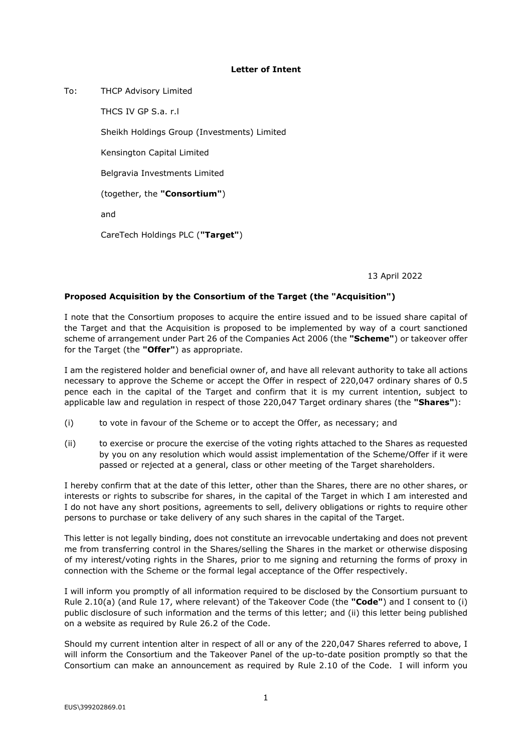**Letter of Intent**

To: THCP Advisory Limited

THCS IV GP S.a. r.l

Sheikh Holdings Group (Investments) Limited

Kensington Capital Limited

Belgravia Investments Limited

(together, the **"Consortium"**)

and

CareTech Holdings PLC (**"Target"**)

13 April 2022

**Proposed Acquisition by the Consortium of the Target (the "Acquisition")**

I note that the Consortium proposes to acquire the entire issued and to be issued share capital of the Target and that the Acquisition is proposed to be implemented by way of a court sanctioned scheme of arrangement under Part 26 of the Companies Act 2006 (the **"Scheme"**) or takeover offer for the Target (the **"Offer"**) as appropriate.

I am the registered holder and beneficial owner of, and have all relevant authority to take all actions necessary to approve the Scheme or accept the Offer in respect of 220,047 ordinary shares of 0.5 pence each in the capital of the Target and confirm that it is my current intention, subject to applicable law and regulation in respect of those 220,047 Target ordinary shares (the **"Shares"**):

(i) to vote in favour of the Scheme or to accept the Offer, as necessary; and

(ii) to exercise or procure the exercise of the voting rights attached to the Shares as requested by you on any resolution which would assist implementation of the Scheme/Offer if it were passed or rejected at a general, class or other meeting of the Target shareholders.

I hereby confirm that at the date of this letter, other than the Shares, there are no other shares, or interests or rights to subscribe for shares, in the capital of the Target in which I am interested and I do not have any short positions, agreements to sell, delivery obligations or rights to require other persons to purchase or take delivery of any such shares in the capital of the Target.

This letter is not legally binding, does not constitute an irrevocable undertaking and does not prevent me from transferring control in the Shares/selling the Shares in the market or otherwise disposing of my interest/voting rights in the Shares, prior to me signing and returning the forms of proxy in connection with the Scheme or the formal legal acceptance of the Offer respectively.

I will inform you promptly of all information required to be disclosed by the Consortium pursuant to Rule 2.10(a) (and Rule 17, where relevant) of the Takeover Code (the **"Code"**) and I consent to (i) public disclosure of such information and the terms of this letter; and (ii) this letter being published on a website as required by Rule 26.2 of the Code.

Should my current intention alter in respect of all or any of the 220,047 Shares referred to above, I will inform the Consortium and the Takeover Panel of the up-to-date position promptly so that the Consortium can make an announcement as required by Rule 2.10 of the Code. I will inform you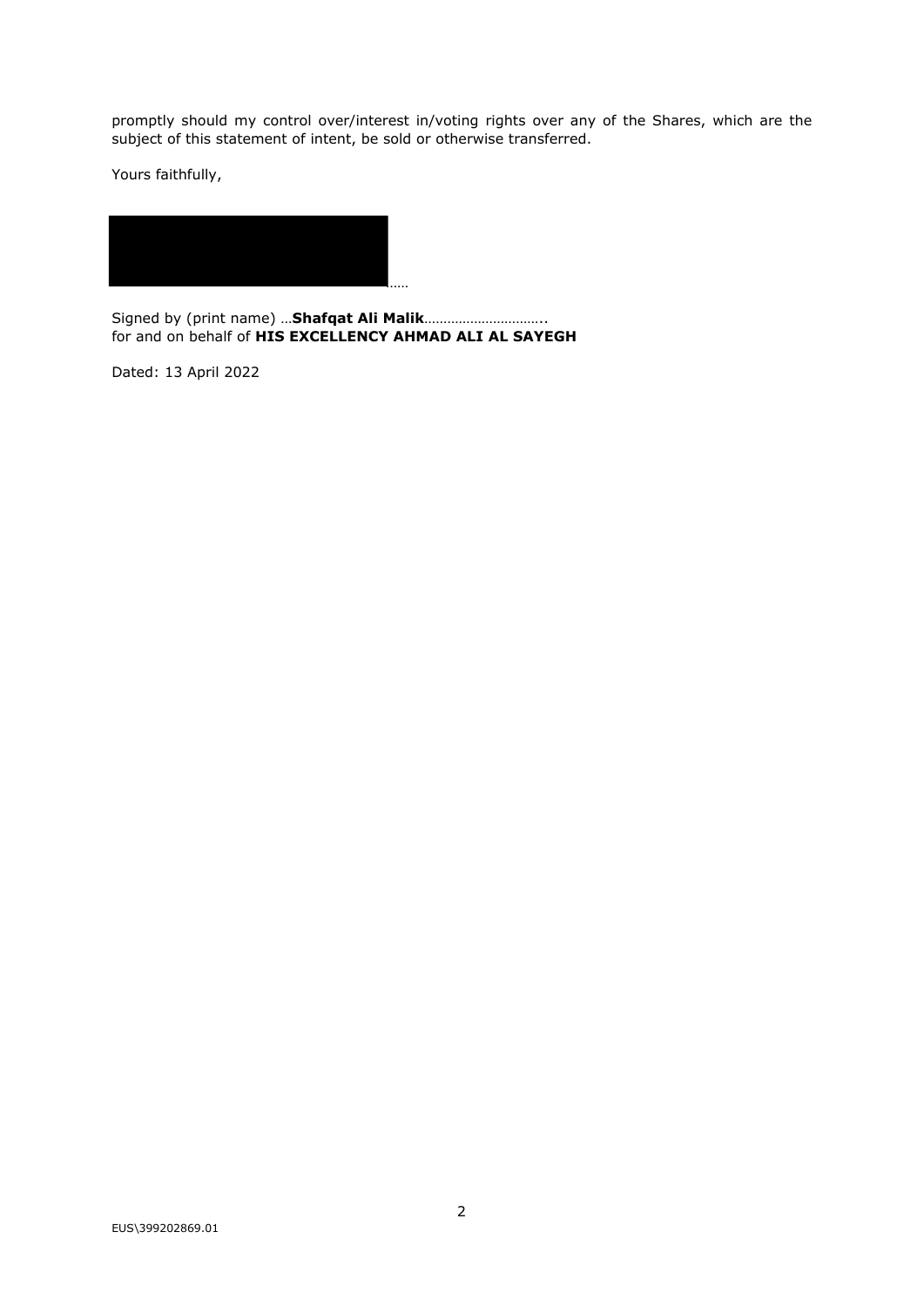promptly should my control over/interest in/voting rights over any of the Shares, which are the subject of this statement of intent, be sold or otherwise transferred.

Yours faithfully,

……

Signed by (print name) …**Shafqat Ali Malik**…………………………..
for and on behalf of **HIS EXCELLENCY AHMAD ALI AL SAYEGH**

Dated: 13 April 2022

EUS\399202869.01